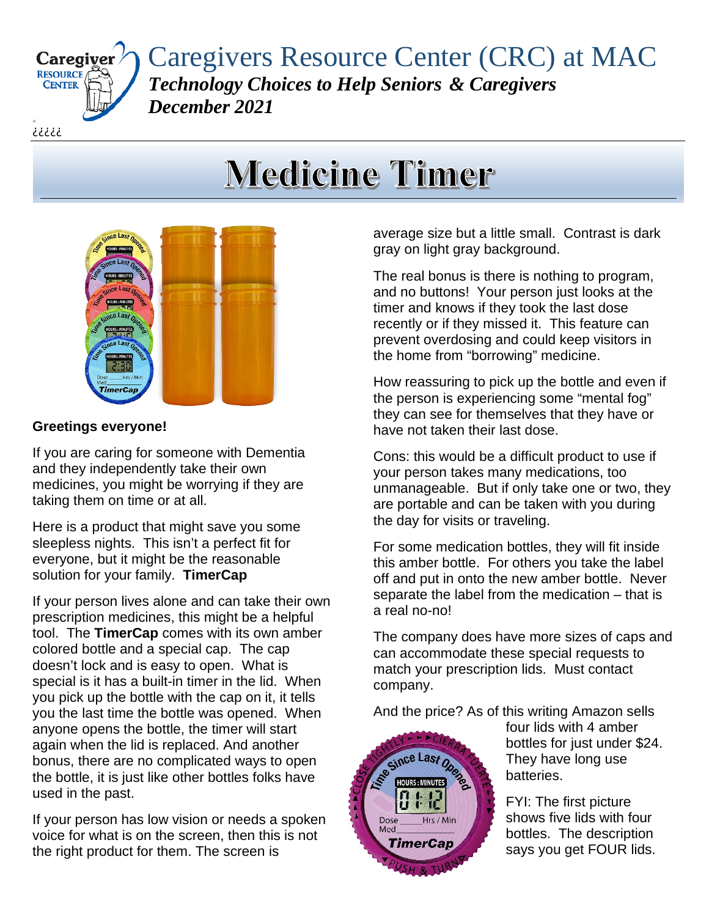# Caregivers Resource Center (CRC) at MAC

***Technology Choices to Help Seniors & Caregivers***

***December 2021***

¿¿¿¿¿

# Medicine Timer

**Greetings everyone!**

If you are caring for someone with Dementia and they independently take their own medicines, you might be worrying if they are taking them on time or at all.

Here is a product that might save you some sleepless nights. This isn't a perfect fit for everyone, but it might be the reasonable solution for your family. **TimerCap**

If your person lives alone and can take their own prescription medicines, this might be a helpful tool. The **TimerCap** comes with its own amber colored bottle and a special cap. The cap doesn't lock and is easy to open. What is special is it has a built-in timer in the lid. When you pick up the bottle with the cap on it, it tells you the last time the bottle was opened. When anyone opens the bottle, the timer will start again when the lid is replaced. And another bonus, there are no complicated ways to open the bottle, it is just like other bottles folks have used in the past.

If your person has low vision or needs a spoken voice for what is on the screen, then this is not the right product for them. The screen is average size but a little small. Contrast is dark gray on light gray background.

The real bonus is there is nothing to program, and no buttons! Your person just looks at the timer and knows if they took the last dose recently or if they missed it. This feature can prevent overdosing and could keep visitors in the home from "borrowing" medicine.

How reassuring to pick up the bottle and even if the person is experiencing some "mental fog" they can see for themselves that they have or have not taken their last dose.

Cons: this would be a difficult product to use if your person takes many medications, too unmanageable. But if only take one or two, they are portable and can be taken with you during the day for visits or traveling.

For some medication bottles, they will fit inside this amber bottle. For others you take the label off and put in onto the new amber bottle. Never separate the label from the medication – that is a real no-no!

The company does have more sizes of caps and can accommodate these special requests to match your prescription lids. Must contact company.

And the price? As of this writing Amazon sells four lids with 4 amber bottles for just under $24. They have long use batteries.

FYI: The first picture shows five lids with four bottles. The description says you get FOUR lids.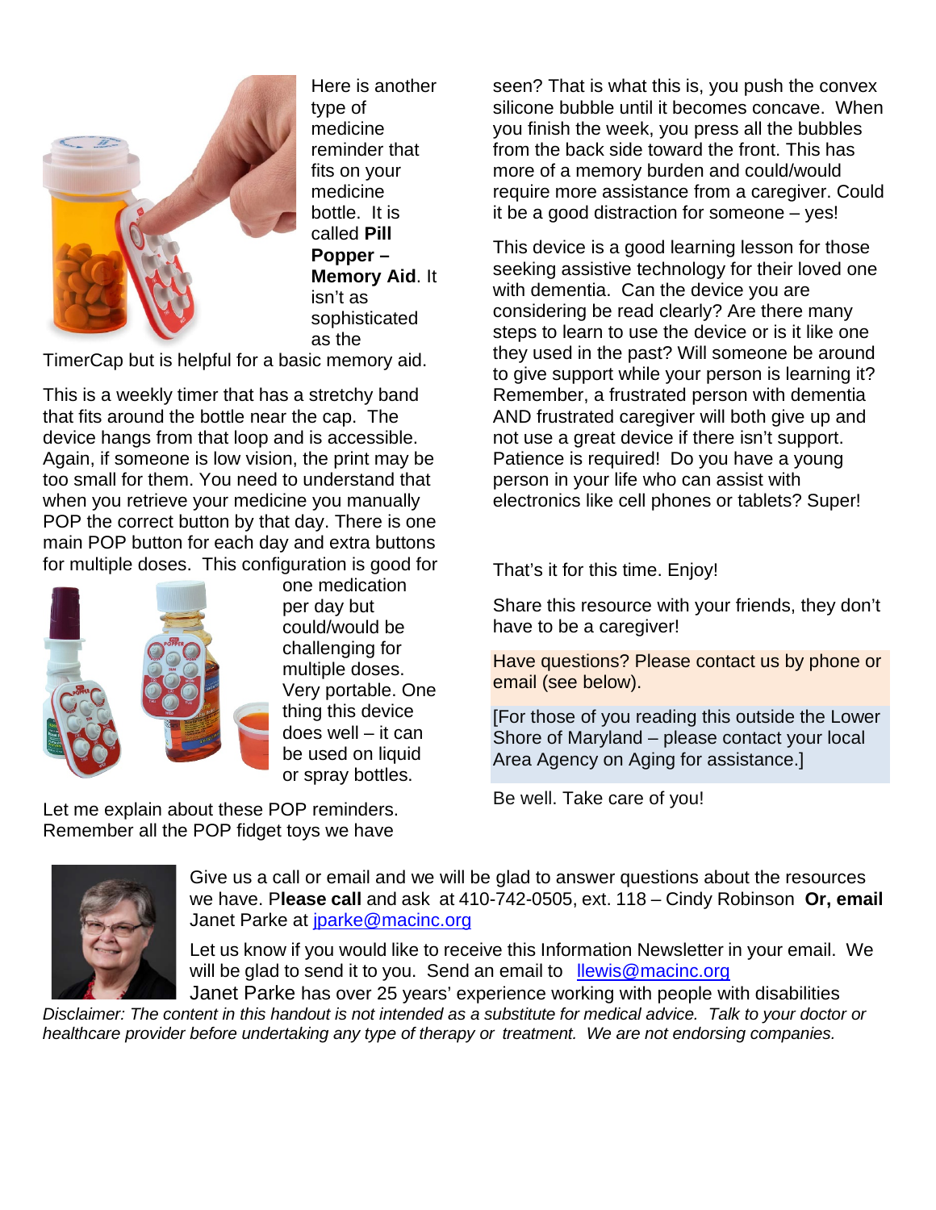Here is another type of medicine reminder that fits on your medicine bottle. It is called **Pill Popper – Memory Aid**. It isn't as sophisticated as the TimerCap but is helpful for a basic memory aid.

This is a weekly timer that has a stretchy band that fits around the bottle near the cap. The device hangs from that loop and is accessible. Again, if someone is low vision, the print may be too small for them. You need to understand that when you retrieve your medicine you manually POP the correct button by that day. There is one main POP button for each day and extra buttons for multiple doses. This configuration is good for one medication per day but could/would be challenging for multiple doses. Very portable. One thing this device does well – it can be used on liquid or spray bottles.

Let me explain about these POP reminders. Remember all the POP fidget toys we have seen? That is what this is, you push the convex silicone bubble until it becomes concave. When you finish the week, you press all the bubbles from the back side toward the front. This has more of a memory burden and could/would require more assistance from a caregiver. Could it be a good distraction for someone – yes!

This device is a good learning lesson for those seeking assistive technology for their loved one with dementia. Can the device you are considering be read clearly? Are there many steps to learn to use the device or is it like one they used in the past? Will someone be around to give support while your person is learning it? Remember, a frustrated person with dementia AND frustrated caregiver will both give up and not use a great device if there isn't support. Patience is required! Do you have a young person in your life who can assist with electronics like cell phones or tablets? Super!

That's it for this time. Enjoy!

Share this resource with your friends, they don't have to be a caregiver!

Have questions? Please contact us by phone or email (see below).

[For those of you reading this outside the Lower Shore of Maryland – please contact your local Area Agency on Aging for assistance.]

Be well. Take care of you!

Give us a call or email and we will be glad to answer questions about the resources we have. P**lease call** and ask at 410-742-0505, ext. 118 – Cindy Robinson **Or, email** Janet Parke at jparke@macinc.org

Let us know if you would like to receive this Information Newsletter in your email. We will be glad to send it to you. Send an email to llewis@macinc.org

Janet Parke has over 25 years' experience working with people with disabilities

*Disclaimer: The content in this handout is not intended as a substitute for medical advice. Talk to your doctor or healthcare provider before undertaking any type of therapy or treatment. We are not endorsing companies.*